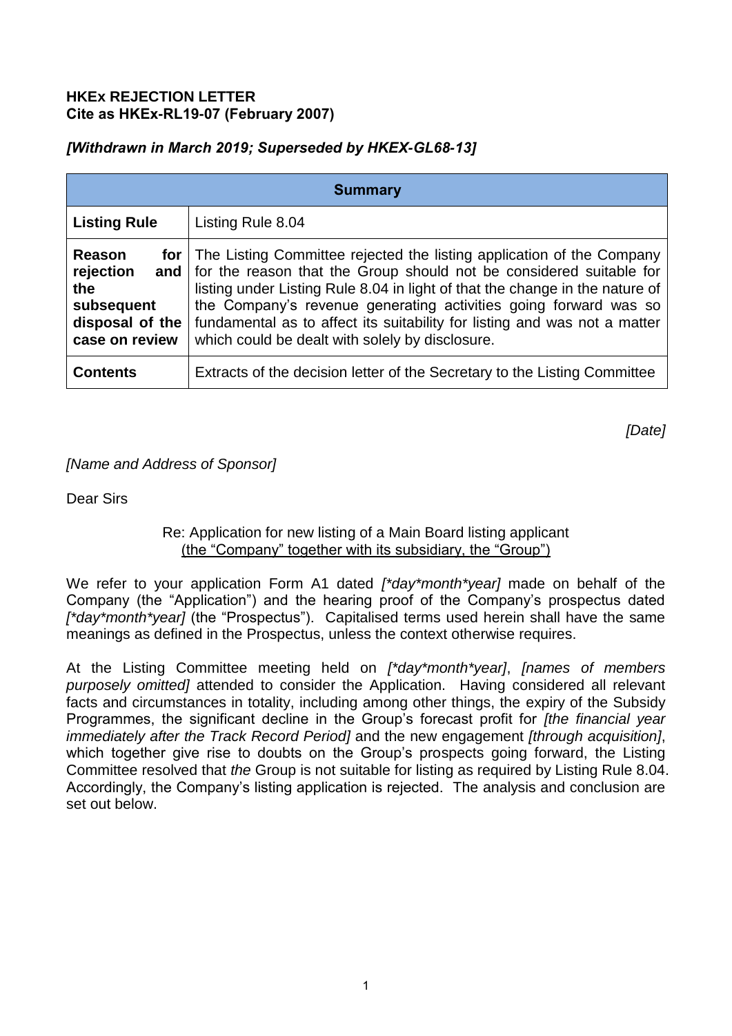**HKEx REJECTION LETTER**
**Cite as HKEx-RL19-07 (February 2007)**

***[Withdrawn in March 2019; Superseded by HKEX-GL68-13]***

| **Summary** | |
|---|---|
| **Listing Rule** | Listing Rule 8.04 |
| **Reason for rejection and the subsequent disposal of the case on review** | The Listing Committee rejected the listing application of the Company for the reason that the Group should not be considered suitable for listing under Listing Rule 8.04 in light of that the change in the nature of the Company's revenue generating activities going forward was so fundamental as to affect its suitability for listing and was not a matter which could be dealt with solely by disclosure. |
| **Contents** | Extracts of the decision letter of the Secretary to the Listing Committee |

*[Date]*

*[Name and Address of Sponsor]*

Dear Sirs

Re: Application for new listing of a Main Board listing applicant
(the "Company" together with its subsidiary, the "Group")

We refer to your application Form A1 dated *[*day*month*year]* made on behalf of the Company (the "Application") and the hearing proof of the Company's prospectus dated *[*day*month*year]* (the "Prospectus"). Capitalised terms used herein shall have the same meanings as defined in the Prospectus, unless the context otherwise requires.

At the Listing Committee meeting held on *[*day*month*year]*, *[names of members purposely omitted]* attended to consider the Application. Having considered all relevant facts and circumstances in totality, including among other things, the expiry of the Subsidy Programmes, the significant decline in the Group's forecast profit for *[the financial year immediately after the Track Record Period]* and the new engagement *[through acquisition]*, which together give rise to doubts on the Group's prospects going forward, the Listing Committee resolved that *the* Group is not suitable for listing as required by Listing Rule 8.04. Accordingly, the Company's listing application is rejected. The analysis and conclusion are set out below.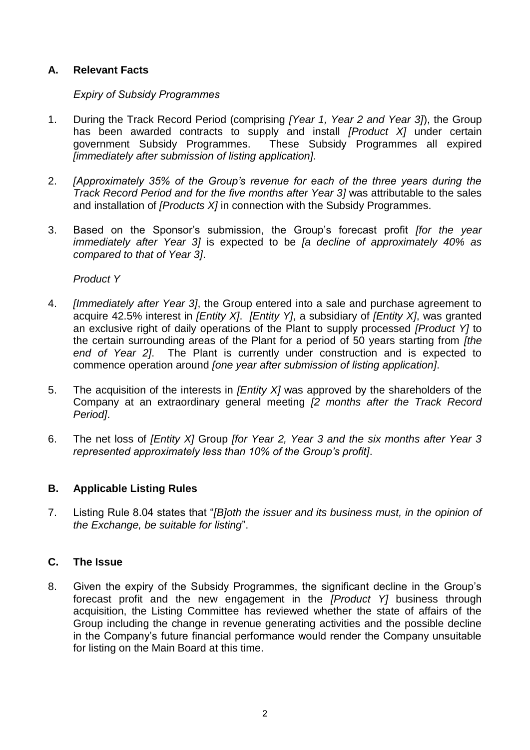## A. Relevant Facts

*Expiry of Subsidy Programmes*

1. During the Track Record Period (comprising *[Year 1, Year 2 and Year 3]*), the Group has been awarded contracts to supply and install *[Product X]* under certain government Subsidy Programmes. These Subsidy Programmes all expired *[immediately after submission of listing application]*.

2. *[Approximately 35% of the Group's revenue for each of the three years during the Track Record Period and for the five months after Year 3]* was attributable to the sales and installation of *[Products X]* in connection with the Subsidy Programmes.

3. Based on the Sponsor's submission, the Group's forecast profit *[for the year immediately after Year 3]* is expected to be *[a decline of approximately 40% as compared to that of Year 3]*.

*Product Y*

4. *[Immediately after Year 3]*, the Group entered into a sale and purchase agreement to acquire 42.5% interest in *[Entity X]*. *[Entity Y]*, a subsidiary of *[Entity X]*, was granted an exclusive right of daily operations of the Plant to supply processed *[Product Y]* to the certain surrounding areas of the Plant for a period of 50 years starting from *[the end of Year 2]*. The Plant is currently under construction and is expected to commence operation around *[one year after submission of listing application]*.

5. The acquisition of the interests in *[Entity X]* was approved by the shareholders of the Company at an extraordinary general meeting *[2 months after the Track Record Period]*.

6. The net loss of *[Entity X]* Group *[for Year 2, Year 3 and the six months after Year 3 represented approximately less than 10% of the Group's profit]*.

## B. Applicable Listing Rules

7. Listing Rule 8.04 states that "*[B]oth the issuer and its business must, in the opinion of the Exchange, be suitable for listing*".

## C. The Issue

8. Given the expiry of the Subsidy Programmes, the significant decline in the Group's forecast profit and the new engagement in the *[Product Y]* business through acquisition, the Listing Committee has reviewed whether the state of affairs of the Group including the change in revenue generating activities and the possible decline in the Company's future financial performance would render the Company unsuitable for listing on the Main Board at this time.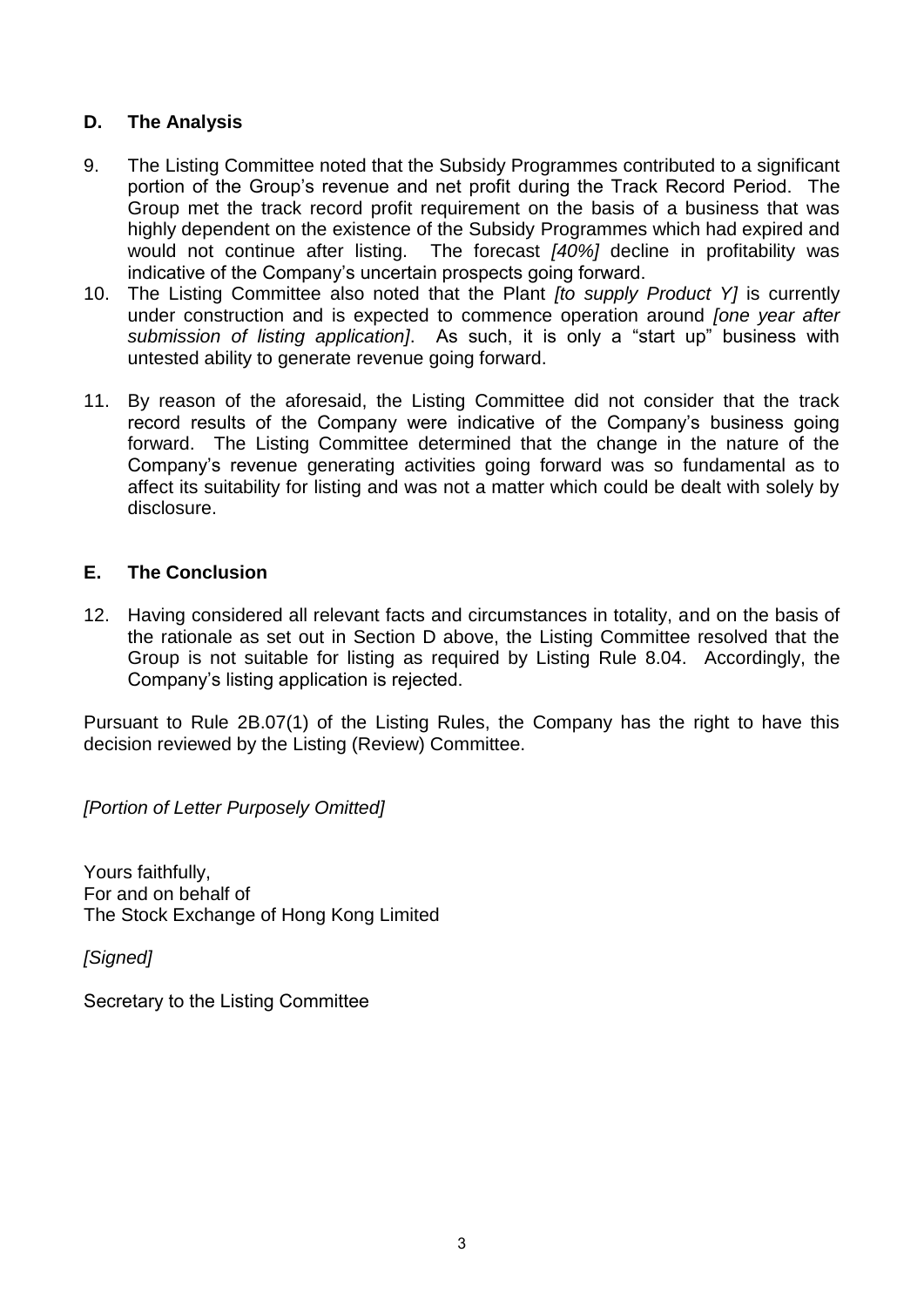## D. The Analysis

9. The Listing Committee noted that the Subsidy Programmes contributed to a significant portion of the Group's revenue and net profit during the Track Record Period. The Group met the track record profit requirement on the basis of a business that was highly dependent on the existence of the Subsidy Programmes which had expired and would not continue after listing. The forecast *[40%]* decline in profitability was indicative of the Company's uncertain prospects going forward.
10. The Listing Committee also noted that the Plant *[to supply Product Y]* is currently under construction and is expected to commence operation around *[one year after submission of listing application]*. As such, it is only a "start up" business with untested ability to generate revenue going forward.
11. By reason of the aforesaid, the Listing Committee did not consider that the track record results of the Company were indicative of the Company's business going forward. The Listing Committee determined that the change in the nature of the Company's revenue generating activities going forward was so fundamental as to affect its suitability for listing and was not a matter which could be dealt with solely by disclosure.

## E. The Conclusion

12. Having considered all relevant facts and circumstances in totality, and on the basis of the rationale as set out in Section D above, the Listing Committee resolved that the Group is not suitable for listing as required by Listing Rule 8.04. Accordingly, the Company's listing application is rejected.

Pursuant to Rule 2B.07(1) of the Listing Rules, the Company has the right to have this decision reviewed by the Listing (Review) Committee.

*[Portion of Letter Purposely Omitted]*

Yours faithfully,
For and on behalf of
The Stock Exchange of Hong Kong Limited

*[Signed]*

Secretary to the Listing Committee